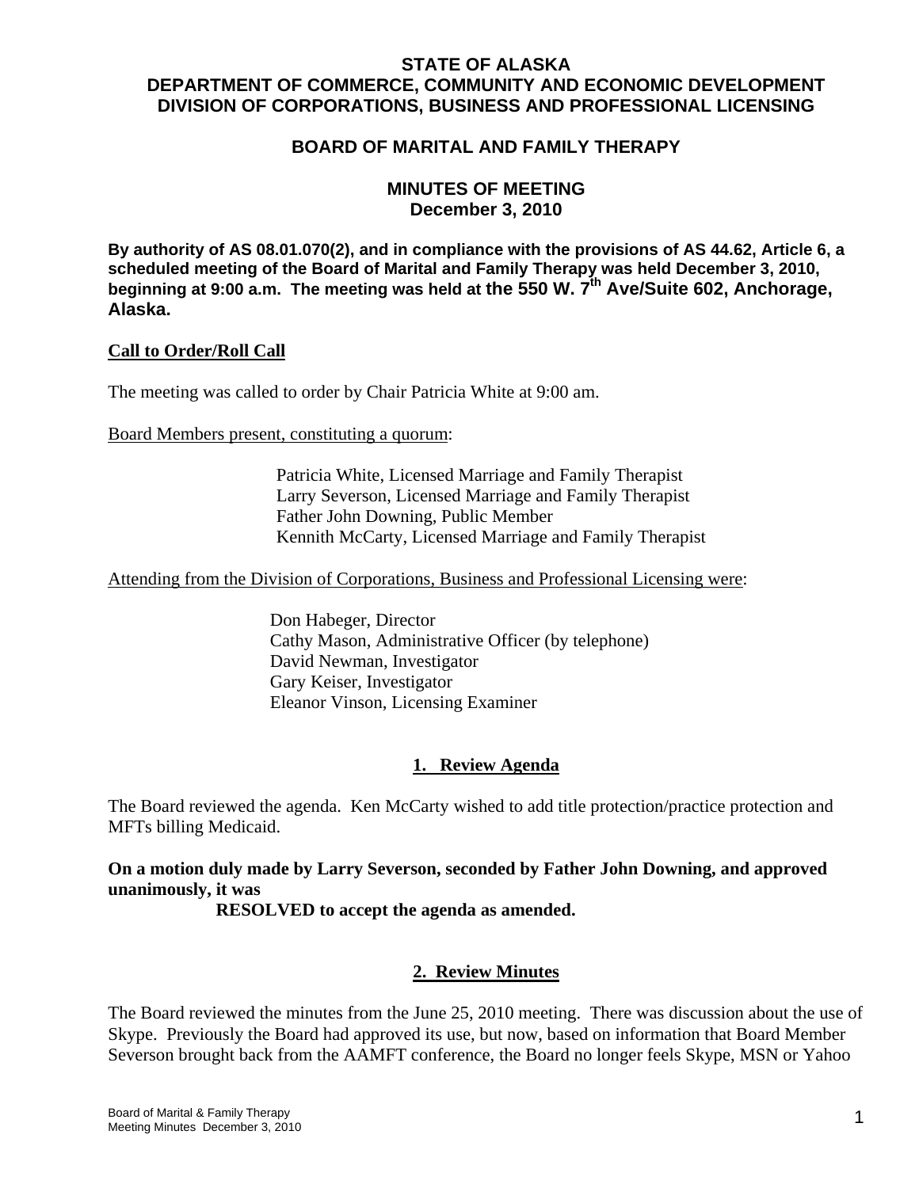# STATE OF ALASKA
# DEPARTMENT OF COMMERCE, COMMUNITY AND ECONOMIC DEVELOPMENT
# DIVISION OF CORPORATIONS, BUSINESS AND PROFESSIONAL LICENSING

## BOARD OF MARITAL AND FAMILY THERAPY

## MINUTES OF MEETING
## December 3, 2010

**By authority of AS 08.01.070(2), and in compliance with the provisions of AS 44.62, Article 6, a scheduled meeting of the Board of Marital and Family Therapy was held December 3, 2010, beginning at 9:00 a.m. The meeting was held at the 550 W. 7th Ave/Suite 602, Anchorage, Alaska.**

**Call to Order/Roll Call**

The meeting was called to order by Chair Patricia White at 9:00 am.

Board Members present, constituting a quorum:

Patricia White, Licensed Marriage and Family Therapist
Larry Severson, Licensed Marriage and Family Therapist
Father John Downing, Public Member
Kennith McCarty, Licensed Marriage and Family Therapist

Attending from the Division of Corporations, Business and Professional Licensing were:

Don Habeger, Director
Cathy Mason, Administrative Officer (by telephone)
David Newman, Investigator
Gary Keiser, Investigator
Eleanor Vinson, Licensing Examiner

### 1. Review Agenda

The Board reviewed the agenda. Ken McCarty wished to add title protection/practice protection and MFTs billing Medicaid.

**On a motion duly made by Larry Severson, seconded by Father John Downing, and approved unanimously, it was**
**RESOLVED to accept the agenda as amended.**

### 2. Review Minutes

The Board reviewed the minutes from the June 25, 2010 meeting. There was discussion about the use of Skype. Previously the Board had approved its use, but now, based on information that Board Member Severson brought back from the AAMFT conference, the Board no longer feels Skype, MSN or Yahoo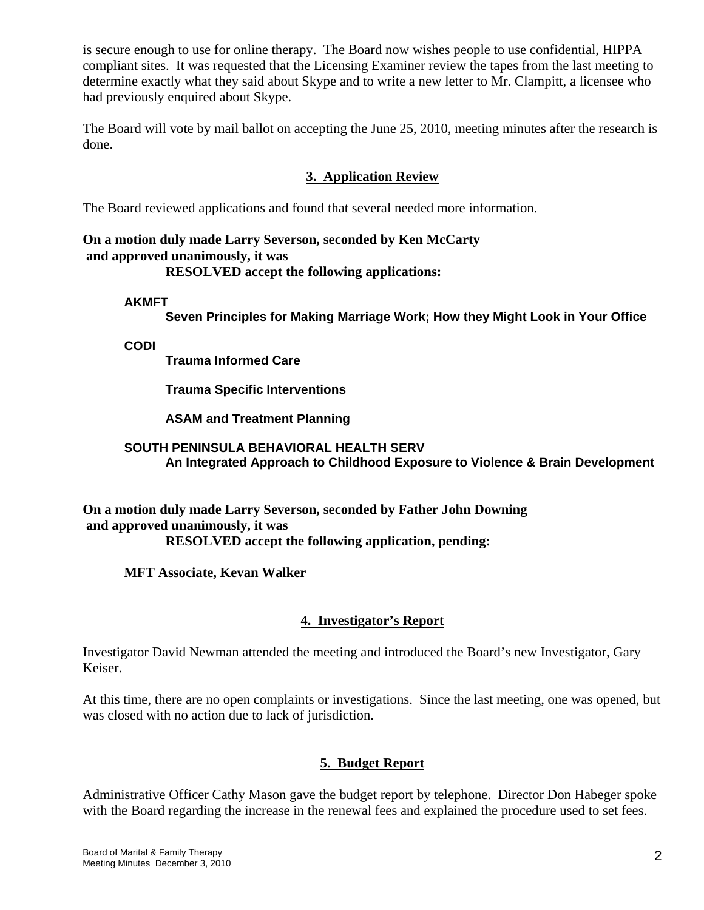is secure enough to use for online therapy. The Board now wishes people to use confidential, HIPPA compliant sites. It was requested that the Licensing Examiner review the tapes from the last meeting to determine exactly what they said about Skype and to write a new letter to Mr. Clampitt, a licensee who had previously enquired about Skype.

The Board will vote by mail ballot on accepting the June 25, 2010, meeting minutes after the research is done.

## 3. Application Review

The Board reviewed applications and found that several needed more information.

**On a motion duly made Larry Severson, seconded by Ken McCarty and approved unanimously, it was**

**RESOLVED accept the following applications:**

**AKMFT**

**Seven Principles for Making Marriage Work; How they Might Look in Your Office**

**CODI**

**Trauma Informed Care**

**Trauma Specific Interventions**

**ASAM and Treatment Planning**

**SOUTH PENINSULA BEHAVIORAL HEALTH SERV**

**An Integrated Approach to Childhood Exposure to Violence & Brain Development**

**On a motion duly made Larry Severson, seconded by Father John Downing and approved unanimously, it was**

**RESOLVED accept the following application, pending:**

**MFT Associate, Kevan Walker**

## 4. Investigator's Report

Investigator David Newman attended the meeting and introduced the Board's new Investigator, Gary Keiser.

At this time, there are no open complaints or investigations. Since the last meeting, one was opened, but was closed with no action due to lack of jurisdiction.

## 5. Budget Report

Administrative Officer Cathy Mason gave the budget report by telephone. Director Don Habeger spoke with the Board regarding the increase in the renewal fees and explained the procedure used to set fees.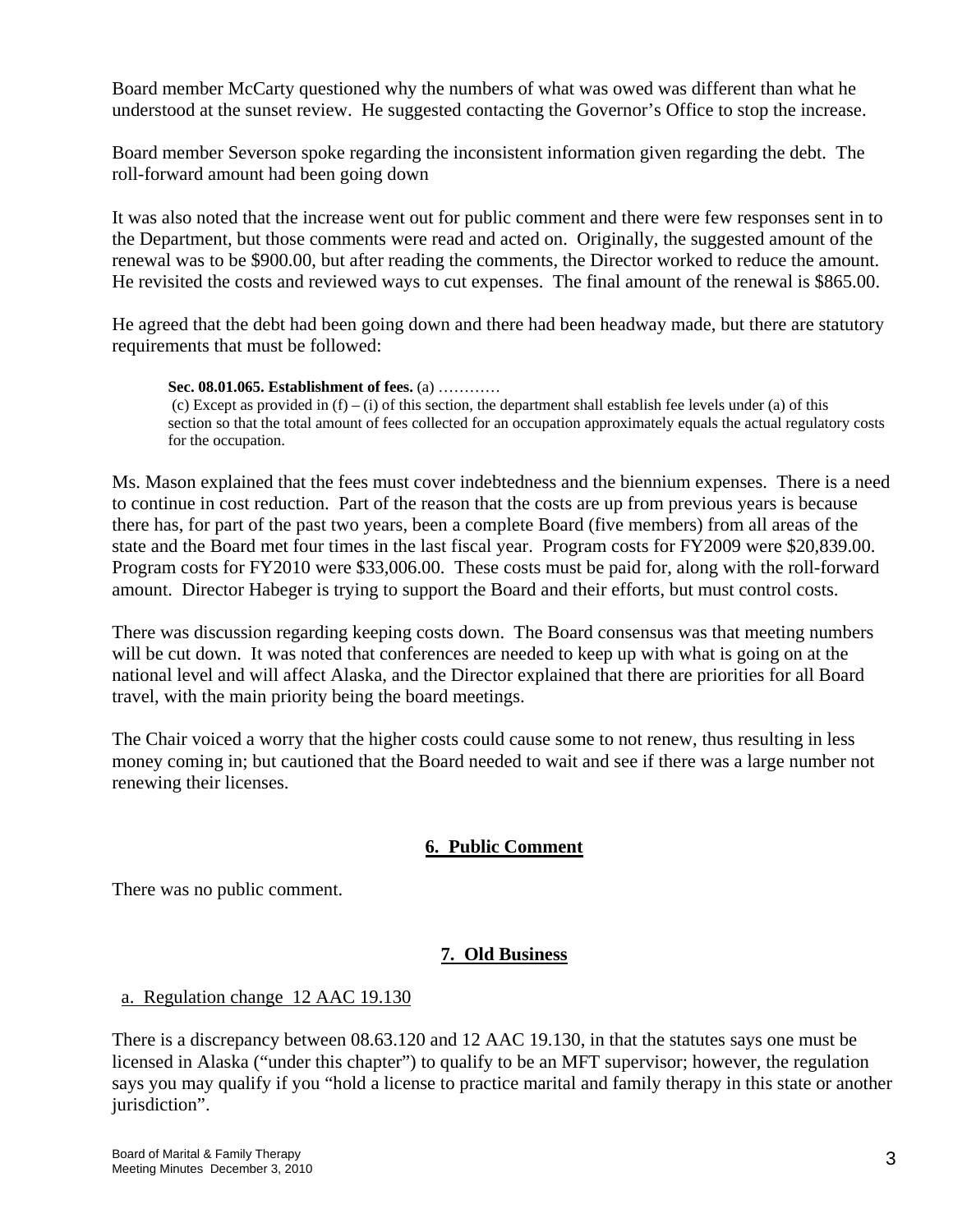Board member McCarty questioned why the numbers of what was owed was different than what he understood at the sunset review. He suggested contacting the Governor's Office to stop the increase.

Board member Severson spoke regarding the inconsistent information given regarding the debt. The roll-forward amount had been going down

It was also noted that the increase went out for public comment and there were few responses sent in to the Department, but those comments were read and acted on. Originally, the suggested amount of the renewal was to be $900.00, but after reading the comments, the Director worked to reduce the amount. He revisited the costs and reviewed ways to cut expenses. The final amount of the renewal is $865.00.

He agreed that the debt had been going down and there had been headway made, but there are statutory requirements that must be followed:

> **Sec. 08.01.065. Establishment of fees.** (a) …………
> (c) Except as provided in (f) – (i) of this section, the department shall establish fee levels under (a) of this section so that the total amount of fees collected for an occupation approximately equals the actual regulatory costs for the occupation.

Ms. Mason explained that the fees must cover indebtedness and the biennium expenses. There is a need to continue in cost reduction. Part of the reason that the costs are up from previous years is because there has, for part of the past two years, been a complete Board (five members) from all areas of the state and the Board met four times in the last fiscal year. Program costs for FY2009 were $20,839.00. Program costs for FY2010 were $33,006.00. These costs must be paid for, along with the roll-forward amount. Director Habeger is trying to support the Board and their efforts, but must control costs.

There was discussion regarding keeping costs down. The Board consensus was that meeting numbers will be cut down. It was noted that conferences are needed to keep up with what is going on at the national level and will affect Alaska, and the Director explained that there are priorities for all Board travel, with the main priority being the board meetings.

The Chair voiced a worry that the higher costs could cause some to not renew, thus resulting in less money coming in; but cautioned that the Board needed to wait and see if there was a large number not renewing their licenses.

## 6. Public Comment

There was no public comment.

## 7. Old Business

a. Regulation change 12 AAC 19.130

There is a discrepancy between 08.63.120 and 12 AAC 19.130, in that the statutes says one must be licensed in Alaska ("under this chapter") to qualify to be an MFT supervisor; however, the regulation says you may qualify if you "hold a license to practice marital and family therapy in this state or another jurisdiction".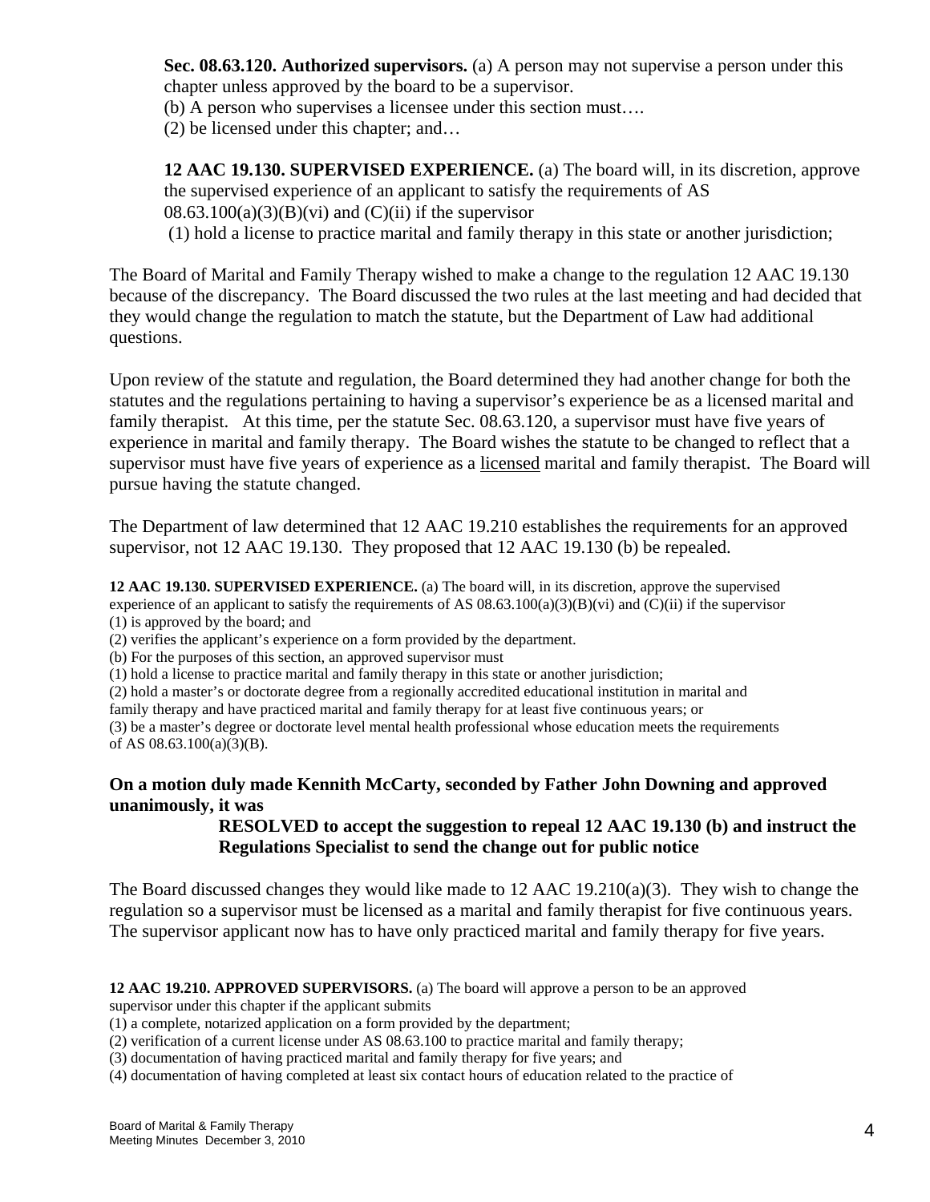**Sec. 08.63.120. Authorized supervisors.** (a) A person may not supervise a person under this chapter unless approved by the board to be a supervisor.
(b) A person who supervises a licensee under this section must….
(2) be licensed under this chapter; and…

**12 AAC 19.130. SUPERVISED EXPERIENCE.** (a) The board will, in its discretion, approve the supervised experience of an applicant to satisfy the requirements of AS 08.63.100(a)(3)(B)(vi) and (C)(ii) if the supervisor
(1) hold a license to practice marital and family therapy in this state or another jurisdiction;

The Board of Marital and Family Therapy wished to make a change to the regulation 12 AAC 19.130 because of the discrepancy. The Board discussed the two rules at the last meeting and had decided that they would change the regulation to match the statute, but the Department of Law had additional questions.

Upon review of the statute and regulation, the Board determined they had another change for both the statutes and the regulations pertaining to having a supervisor's experience be as a licensed marital and family therapist. At this time, per the statute Sec. 08.63.120, a supervisor must have five years of experience in marital and family therapy. The Board wishes the statute to be changed to reflect that a supervisor must have five years of experience as a licensed marital and family therapist. The Board will pursue having the statute changed.

The Department of law determined that 12 AAC 19.210 establishes the requirements for an approved supervisor, not 12 AAC 19.130. They proposed that 12 AAC 19.130 (b) be repealed.

**12 AAC 19.130. SUPERVISED EXPERIENCE.** (a) The board will, in its discretion, approve the supervised experience of an applicant to satisfy the requirements of AS 08.63.100(a)(3)(B)(vi) and (C)(ii) if the supervisor
(1) is approved by the board; and
(2) verifies the applicant's experience on a form provided by the department.
(b) For the purposes of this section, an approved supervisor must
(1) hold a license to practice marital and family therapy in this state or another jurisdiction;
(2) hold a master's or doctorate degree from a regionally accredited educational institution in marital and family therapy and have practiced marital and family therapy for at least five continuous years; or
(3) be a master's degree or doctorate level mental health professional whose education meets the requirements of AS 08.63.100(a)(3)(B).

**On a motion duly made Kennith McCarty, seconded by Father John Downing and approved unanimously, it was**

> **RESOLVED to accept the suggestion to repeal 12 AAC 19.130 (b) and instruct the Regulations Specialist to send the change out for public notice**

The Board discussed changes they would like made to 12 AAC 19.210(a)(3). They wish to change the regulation so a supervisor must be licensed as a marital and family therapist for five continuous years. The supervisor applicant now has to have only practiced marital and family therapy for five years.

**12 AAC 19.210. APPROVED SUPERVISORS.** (a) The board will approve a person to be an approved supervisor under this chapter if the applicant submits
(1) a complete, notarized application on a form provided by the department;
(2) verification of a current license under AS 08.63.100 to practice marital and family therapy;
(3) documentation of having practiced marital and family therapy for five years; and
(4) documentation of having completed at least six contact hours of education related to the practice of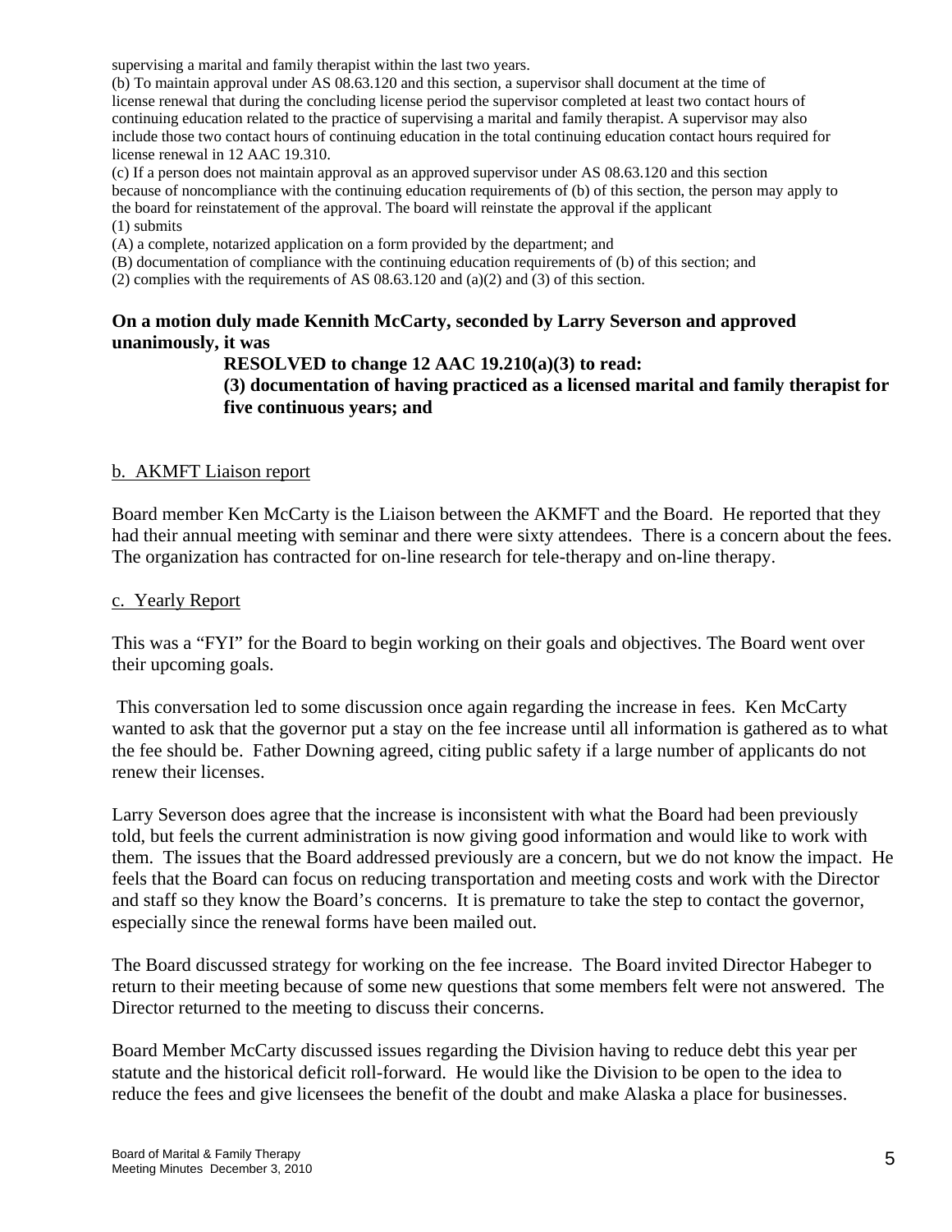supervising a marital and family therapist within the last two years.

(b) To maintain approval under AS 08.63.120 and this section, a supervisor shall document at the time of license renewal that during the concluding license period the supervisor completed at least two contact hours of continuing education related to the practice of supervising a marital and family therapist. A supervisor may also include those two contact hours of continuing education in the total continuing education contact hours required for license renewal in 12 AAC 19.310.

(c) If a person does not maintain approval as an approved supervisor under AS 08.63.120 and this section because of noncompliance with the continuing education requirements of (b) of this section, the person may apply to the board for reinstatement of the approval. The board will reinstate the approval if the applicant

(1) submits

(A) a complete, notarized application on a form provided by the department; and

(B) documentation of compliance with the continuing education requirements of (b) of this section; and

(2) complies with the requirements of AS 08.63.120 and (a)(2) and (3) of this section.

**On a motion duly made Kennith McCarty, seconded by Larry Severson and approved unanimously, it was**

> **RESOLVED to change 12 AAC 19.210(a)(3) to read:**
> **(3) documentation of having practiced as a licensed marital and family therapist for five continuous years; and**

b. AKMFT Liaison report

Board member Ken McCarty is the Liaison between the AKMFT and the Board. He reported that they had their annual meeting with seminar and there were sixty attendees. There is a concern about the fees. The organization has contracted for on-line research for tele-therapy and on-line therapy.

c. Yearly Report

This was a "FYI" for the Board to begin working on their goals and objectives. The Board went over their upcoming goals.

This conversation led to some discussion once again regarding the increase in fees. Ken McCarty wanted to ask that the governor put a stay on the fee increase until all information is gathered as to what the fee should be. Father Downing agreed, citing public safety if a large number of applicants do not renew their licenses.

Larry Severson does agree that the increase is inconsistent with what the Board had been previously told, but feels the current administration is now giving good information and would like to work with them. The issues that the Board addressed previously are a concern, but we do not know the impact. He feels that the Board can focus on reducing transportation and meeting costs and work with the Director and staff so they know the Board's concerns. It is premature to take the step to contact the governor, especially since the renewal forms have been mailed out.

The Board discussed strategy for working on the fee increase. The Board invited Director Habeger to return to their meeting because of some new questions that some members felt were not answered. The Director returned to the meeting to discuss their concerns.

Board Member McCarty discussed issues regarding the Division having to reduce debt this year per statute and the historical deficit roll-forward. He would like the Division to be open to the idea to reduce the fees and give licensees the benefit of the doubt and make Alaska a place for businesses.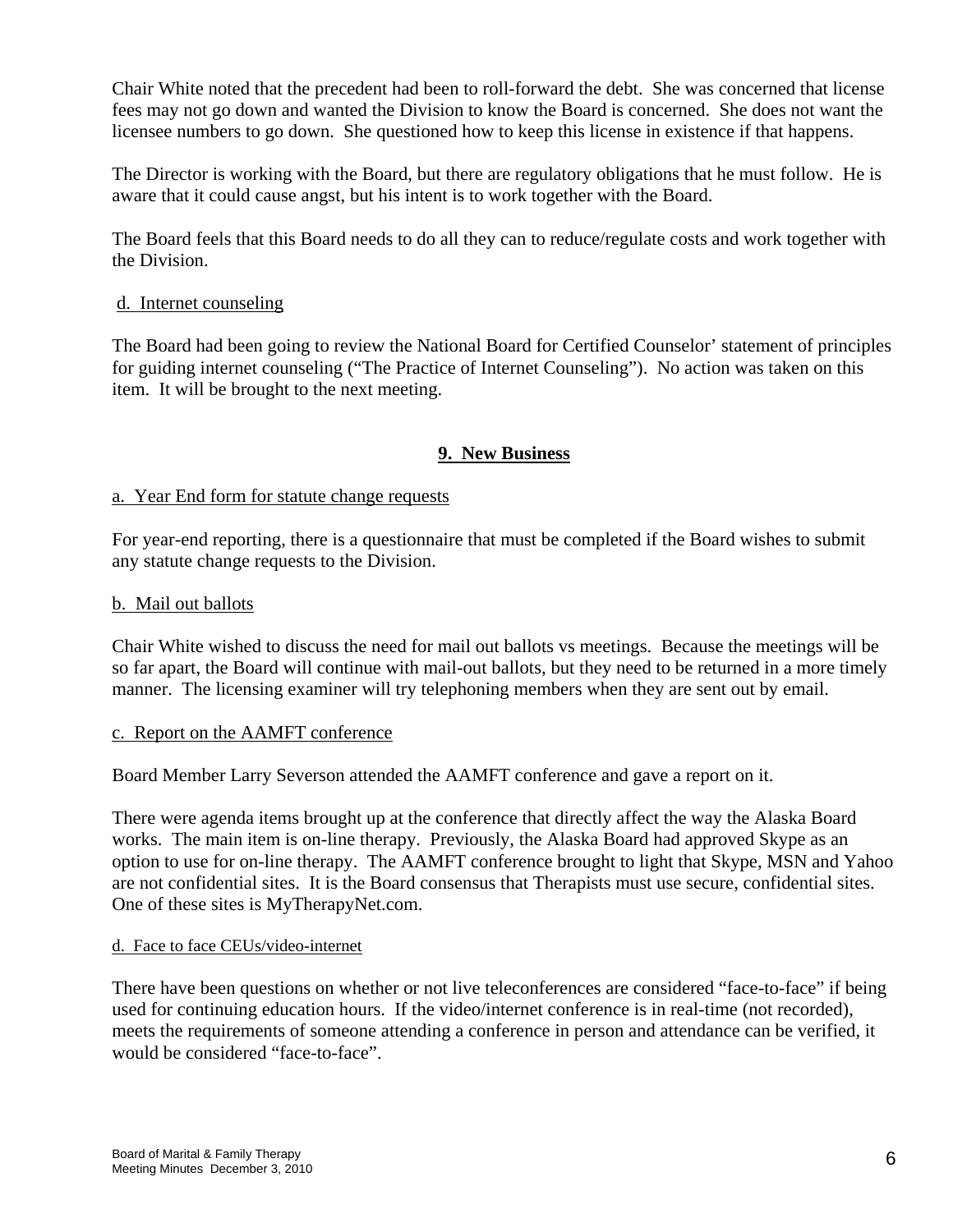Chair White noted that the precedent had been to roll-forward the debt. She was concerned that license fees may not go down and wanted the Division to know the Board is concerned. She does not want the licensee numbers to go down. She questioned how to keep this license in existence if that happens.

The Director is working with the Board, but there are regulatory obligations that he must follow. He is aware that it could cause angst, but his intent is to work together with the Board.

The Board feels that this Board needs to do all they can to reduce/regulate costs and work together with the Division.

d. Internet counseling

The Board had been going to review the National Board for Certified Counselor' statement of principles for guiding internet counseling ("The Practice of Internet Counseling"). No action was taken on this item. It will be brought to the next meeting.

## 9. New Business

a. Year End form for statute change requests

For year-end reporting, there is a questionnaire that must be completed if the Board wishes to submit any statute change requests to the Division.

b. Mail out ballots

Chair White wished to discuss the need for mail out ballots vs meetings. Because the meetings will be so far apart, the Board will continue with mail-out ballots, but they need to be returned in a more timely manner. The licensing examiner will try telephoning members when they are sent out by email.

c. Report on the AAMFT conference

Board Member Larry Severson attended the AAMFT conference and gave a report on it.

There were agenda items brought up at the conference that directly affect the way the Alaska Board works. The main item is on-line therapy. Previously, the Alaska Board had approved Skype as an option to use for on-line therapy. The AAMFT conference brought to light that Skype, MSN and Yahoo are not confidential sites. It is the Board consensus that Therapists must use secure, confidential sites. One of these sites is MyTherapyNet.com.

d. Face to face CEUs/video-internet

There have been questions on whether or not live teleconferences are considered "face-to-face" if being used for continuing education hours. If the video/internet conference is in real-time (not recorded), meets the requirements of someone attending a conference in person and attendance can be verified, it would be considered "face-to-face".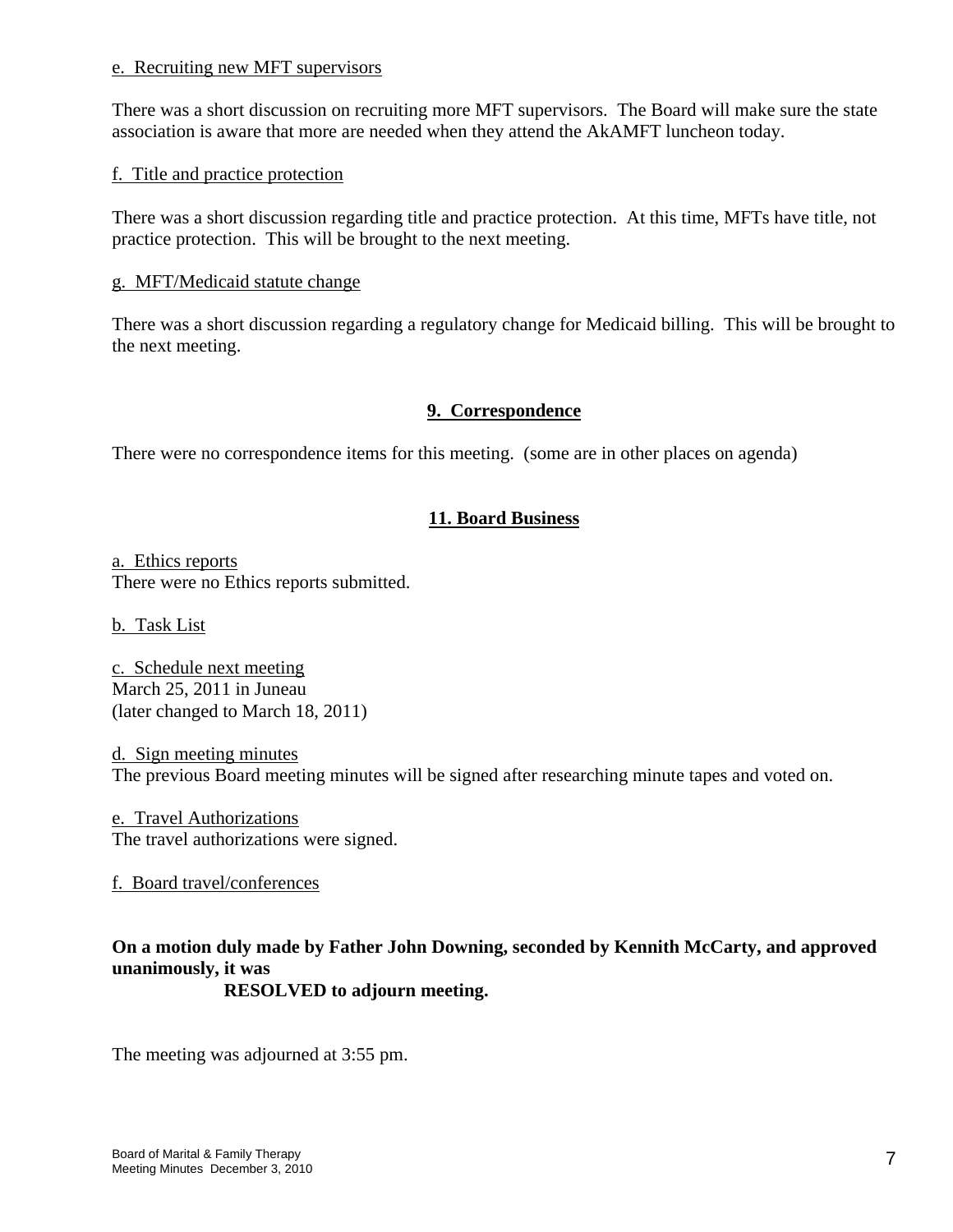e. Recruiting new MFT supervisors

There was a short discussion on recruiting more MFT supervisors. The Board will make sure the state association is aware that more are needed when they attend the AkAMFT luncheon today.

f. Title and practice protection

There was a short discussion regarding title and practice protection. At this time, MFTs have title, not practice protection. This will be brought to the next meeting.

g. MFT/Medicaid statute change

There was a short discussion regarding a regulatory change for Medicaid billing. This will be brought to the next meeting.

## 9. Correspondence

There were no correspondence items for this meeting. (some are in other places on agenda)

## 11. Board Business

a. Ethics reports
There were no Ethics reports submitted.

b. Task List

c. Schedule next meeting
March 25, 2011 in Juneau
(later changed to March 18, 2011)

d. Sign meeting minutes
The previous Board meeting minutes will be signed after researching minute tapes and voted on.

e. Travel Authorizations
The travel authorizations were signed.

f. Board travel/conferences

**On a motion duly made by Father John Downing, seconded by Kennith McCarty, and approved unanimously, it was**
**RESOLVED to adjourn meeting.**

The meeting was adjourned at 3:55 pm.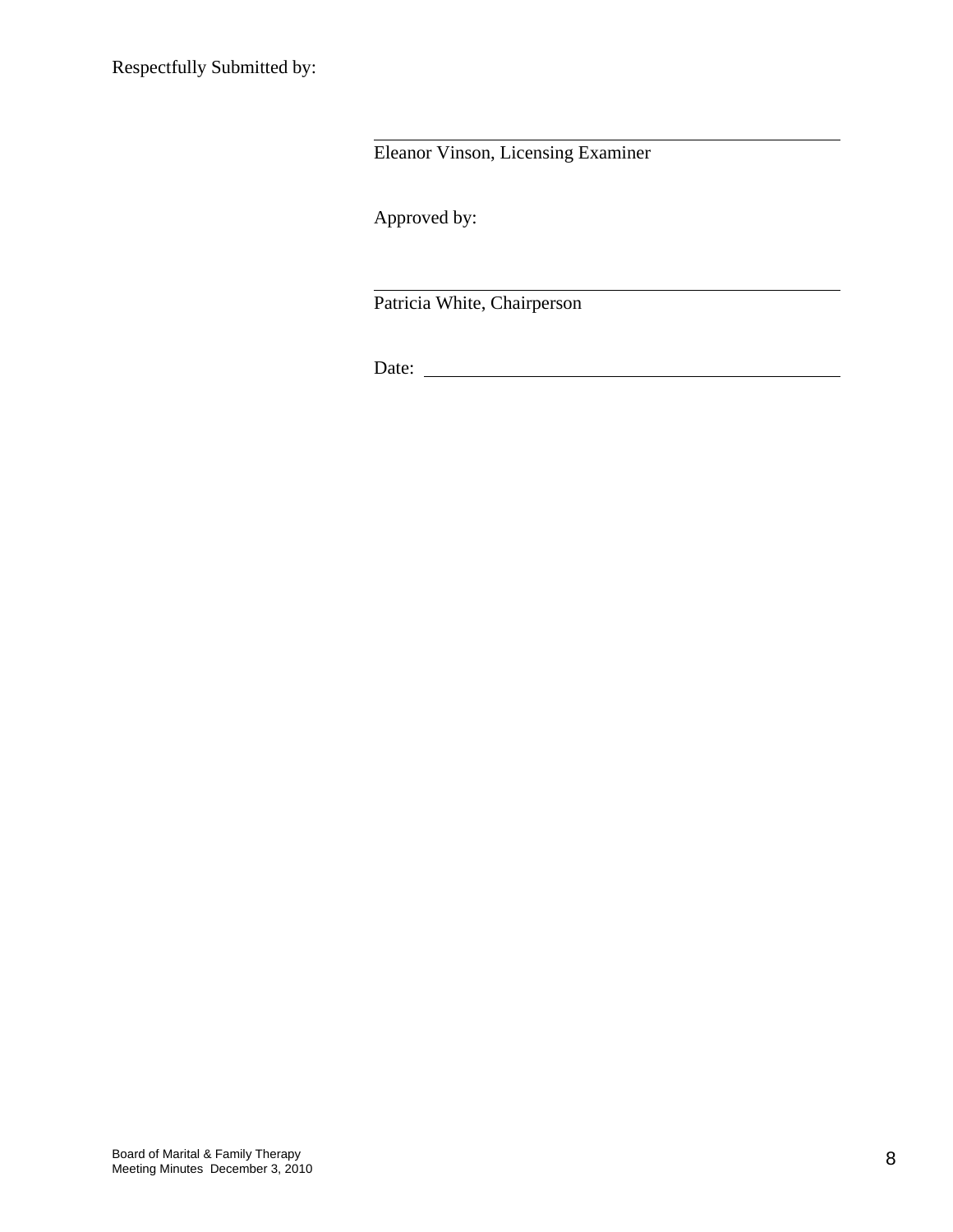Respectfully Submitted by:

\_\_\_\_\_\_\_\_\_\_\_\_\_\_\_\_\_\_\_\_\_\_\_\_\_\_\_\_\_\_\_\_\_\_\_\_\_\_\_\_\_\_\_\_

Eleanor Vinson, Licensing Examiner

Approved by:

\_\_\_\_\_\_\_\_\_\_\_\_\_\_\_\_\_\_\_\_\_\_\_\_\_\_\_\_\_\_\_\_\_\_\_\_\_\_\_\_\_\_\_\_

Patricia White, Chairperson

Date: \_\_\_\_\_\_\_\_\_\_\_\_\_\_\_\_\_\_\_\_\_\_\_\_\_\_\_\_\_\_\_\_\_\_\_\_\_\_